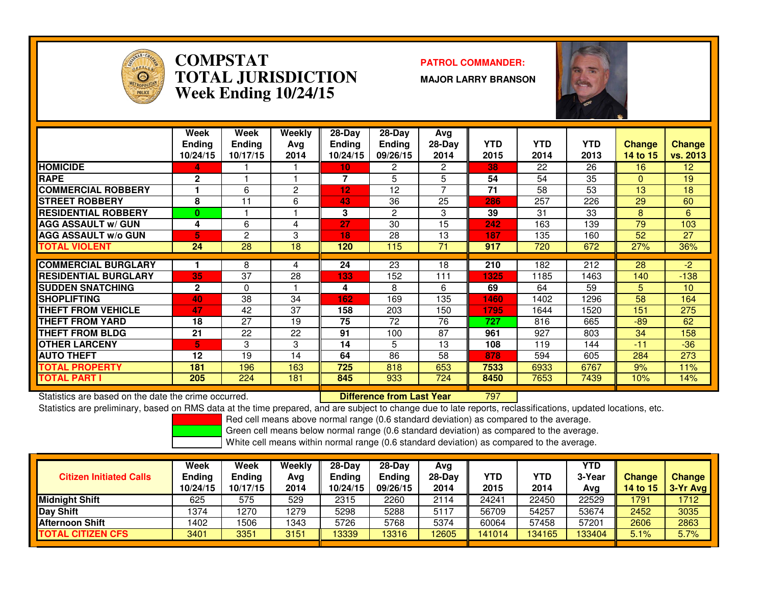# COMPSTAT
# TOTAL JURISDICTION
## Week Ending 10/24/15

**PATROL COMMANDER:**

**MAJOR LARRY BRANSON**

| | Week Ending 10/24/15 | Week Ending 10/17/15 | Weekly Avg 2014 | 28-Day Ending 10/24/15 | 28-Day Ending 09/26/15 | Avg 28-Day 2014 | YTD 2015 | YTD 2014 | YTD 2013 | Change 14 to 15 | Change vs. 2013 |
|---|---|---|---|---|---|---|---|---|---|---|---|
| HOMICIDE | 4 | 1 | 1 | 10 | 2 | 2 | 38 | 22 | 26 | 16 | 12 |
| RAPE | 2 | 1 | 1 | 7 | 5 | 5 | 54 | 54 | 35 | 0 | 19 |
| COMMERCIAL ROBBERY | 1 | 6 | 2 | 12 | 12 | 7 | 71 | 58 | 53 | 13 | 18 |
| STREET ROBBERY | 8 | 11 | 6 | 43 | 36 | 25 | 286 | 257 | 226 | 29 | 60 |
| RESIDENTIAL ROBBERY | 0 | 1 | 1 | 3 | 2 | 3 | 39 | 31 | 33 | 8 | 6 |
| AGG ASSAULT w/ GUN | 4 | 6 | 4 | 27 | 30 | 15 | 242 | 163 | 139 | 79 | 103 |
| AGG ASSAULT w/o GUN | 5 | 2 | 3 | 18 | 28 | 13 | 187 | 135 | 160 | 52 | 27 |
| TOTAL VIOLENT | 24 | 28 | 18 | 120 | 115 | 71 | 917 | 720 | 672 | 27% | 36% |
| COMMERCIAL BURGLARY | 1 | 8 | 4 | 24 | 23 | 18 | 210 | 182 | 212 | 28 | -2 |
| RESIDENTIAL BURGLARY | 35 | 37 | 28 | 133 | 152 | 111 | 1325 | 1185 | 1463 | 140 | -138 |
| SUDDEN SNATCHING | 2 | 0 | 1 | 4 | 8 | 6 | 69 | 64 | 59 | 5 | 10 |
| SHOPLIFTING | 40 | 38 | 34 | 162 | 169 | 135 | 1460 | 1402 | 1296 | 58 | 164 |
| THEFT FROM VEHICLE | 47 | 42 | 37 | 158 | 203 | 150 | 1795 | 1644 | 1520 | 151 | 275 |
| THEFT FROM YARD | 18 | 27 | 19 | 75 | 72 | 76 | 727 | 816 | 665 | -89 | 62 |
| THEFT FROM BLDG | 21 | 22 | 22 | 91 | 100 | 87 | 961 | 927 | 803 | 34 | 158 |
| OTHER LARCENY | 5 | 3 | 3 | 14 | 5 | 13 | 108 | 119 | 144 | -11 | -36 |
| AUTO THEFT | 12 | 19 | 14 | 64 | 86 | 58 | 878 | 594 | 605 | 284 | 273 |
| TOTAL PROPERTY | 181 | 196 | 163 | 725 | 818 | 653 | 7533 | 6933 | 6767 | 9% | 11% |
| TOTAL PART I | 205 | 224 | 181 | 845 | 933 | 724 | 8450 | 7653 | 7439 | 10% | 14% |

Statistics are based on the date the crime occurred.

**Difference from Last Year** 797

Statistics are preliminary, based on RMS data at the time prepared, and are subject to change due to late reports, reclassifications, updated locations, etc.

Red cell means above normal range (0.6 standard deviation) as compared to the average.

Green cell means below normal range (0.6 standard deviation) as compared to the average.

White cell means within normal range (0.6 standard deviation) as compared to the average.

| Citizen Initiated Calls | Week Ending 10/24/15 | Week Ending 10/17/15 | Weekly Avg 2014 | 28-Day Ending 10/24/15 | 28-Day Ending 09/26/15 | Avg 28-Day 2014 | YTD 2015 | YTD 2014 | YTD 3-Year Avg | Change 14 to 15 | Change 3-Yr Avg |
|---|---|---|---|---|---|---|---|---|---|---|---|
| Midnight Shift | 625 | 575 | 529 | 2315 | 2260 | 2114 | 24241 | 22450 | 22529 | 1791 | 1712 |
| Day Shift | 1374 | 1270 | 1279 | 5298 | 5288 | 5117 | 56709 | 54257 | 53674 | 2452 | 3035 |
| Afternoon Shift | 1402 | 1506 | 1343 | 5726 | 5768 | 5374 | 60064 | 57458 | 57201 | 2606 | 2863 |
| TOTAL CITIZEN CFS | 3401 | 3351 | 3151 | 13339 | 13316 | 12605 | 141014 | 134165 | 133404 | 5.1% | 5.7% |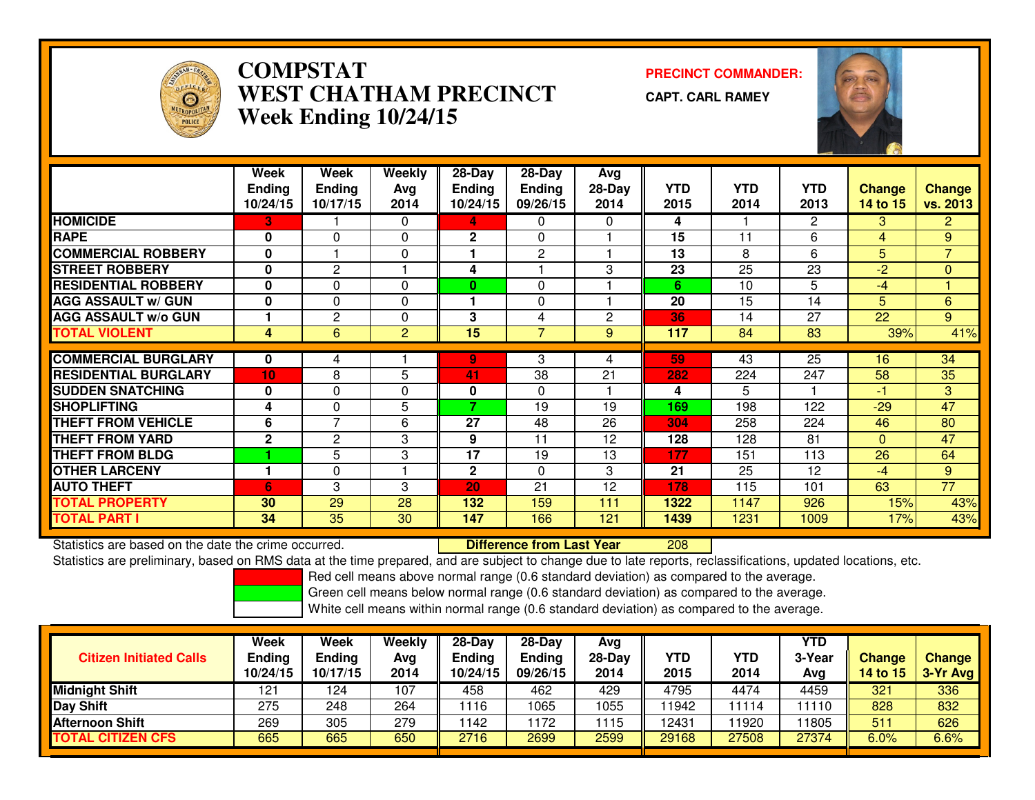# COMPSTAT
# WEST CHATHAM PRECINCT
## Week Ending 10/24/15

**PRECINCT COMMANDER:**

**CAPT. CARL RAMEY**

| | Week Ending 10/24/15 | Week Ending 10/17/15 | Weekly Avg 2014 | 28-Day Ending 10/24/15 | 28-Day Ending 09/26/15 | Avg 28-Day 2014 | YTD 2015 | YTD 2014 | YTD 2013 | Change 14 to 15 | Change vs. 2013 |
|---|---|---|---|---|---|---|---|---|---|---|---|
| HOMICIDE | 3 | 1 | 0 | 4 | 0 | 0 | 4 | 1 | 2 | 3 | 2 |
| RAPE | 0 | 0 | 0 | 2 | 0 | 1 | 15 | 11 | 6 | 4 | 9 |
| COMMERCIAL ROBBERY | 0 | 1 | 0 | 1 | 2 | 1 | 13 | 8 | 6 | 5 | 7 |
| STREET ROBBERY | 0 | 2 | 1 | 4 | 1 | 3 | 23 | 25 | 23 | -2 | 0 |
| RESIDENTIAL ROBBERY | 0 | 0 | 0 | 0 | 0 | 1 | 6 | 10 | 5 | -4 | 1 |
| AGG ASSAULT w/ GUN | 0 | 0 | 0 | 1 | 0 | 1 | 20 | 15 | 14 | 5 | 6 |
| AGG ASSAULT w/o GUN | 1 | 2 | 0 | 3 | 4 | 2 | 36 | 14 | 27 | 22 | 9 |
| TOTAL VIOLENT | 4 | 6 | 2 | 15 | 7 | 9 | 117 | 84 | 83 | 39% | 41% |
| COMMERCIAL BURGLARY | 0 | 4 | 1 | 9 | 3 | 4 | 59 | 43 | 25 | 16 | 34 |
| RESIDENTIAL BURGLARY | 10 | 8 | 5 | 41 | 38 | 21 | 282 | 224 | 247 | 58 | 35 |
| SUDDEN SNATCHING | 0 | 0 | 0 | 0 | 0 | 1 | 4 | 5 | 1 | -1 | 3 |
| SHOPLIFTING | 4 | 0 | 5 | 7 | 19 | 19 | 169 | 198 | 122 | -29 | 47 |
| THEFT FROM VEHICLE | 6 | 7 | 6 | 27 | 48 | 26 | 304 | 258 | 224 | 46 | 80 |
| THEFT FROM YARD | 2 | 2 | 3 | 9 | 11 | 12 | 128 | 128 | 81 | 0 | 47 |
| THEFT FROM BLDG | 1 | 5 | 3 | 17 | 19 | 13 | 177 | 151 | 113 | 26 | 64 |
| OTHER LARCENY | 1 | 0 | 1 | 2 | 0 | 3 | 21 | 25 | 12 | -4 | 9 |
| AUTO THEFT | 6 | 3 | 3 | 20 | 21 | 12 | 178 | 115 | 101 | 63 | 77 |
| TOTAL PROPERTY | 30 | 29 | 28 | 132 | 159 | 111 | 1322 | 1147 | 926 | 15% | 43% |
| TOTAL PART I | 34 | 35 | 30 | 147 | 166 | 121 | 1439 | 1231 | 1009 | 17% | 43% |

Statistics are based on the date the crime occurred. **Difference from Last Year** 208

Statistics are preliminary, based on RMS data at the time prepared, and are subject to change due to late reports, reclassifications, updated locations, etc.

Red cell means above normal range (0.6 standard deviation) as compared to the average.

Green cell means below normal range (0.6 standard deviation) as compared to the average.

White cell means within normal range (0.6 standard deviation) as compared to the average.

| Citizen Initiated Calls | Week Ending 10/24/15 | Week Ending 10/17/15 | Weekly Avg 2014 | 28-Day Ending 10/24/15 | 28-Day Ending 09/26/15 | Avg 28-Day 2014 | YTD 2015 | YTD 2014 | YTD 3-Year Avg | Change 14 to 15 | Change 3-Yr Avg |
|---|---|---|---|---|---|---|---|---|---|---|---|
| Midnight Shift | 121 | 124 | 107 | 458 | 462 | 429 | 4795 | 4474 | 4459 | 321 | 336 |
| Day Shift | 275 | 248 | 264 | 1116 | 1065 | 1055 | 11942 | 11114 | 11110 | 828 | 832 |
| Afternoon Shift | 269 | 305 | 279 | 1142 | 1172 | 1115 | 12431 | 11920 | 11805 | 511 | 626 |
| TOTAL CITIZEN CFS | 665 | 665 | 650 | 2716 | 2699 | 2599 | 29168 | 27508 | 27374 | 6.0% | 6.6% |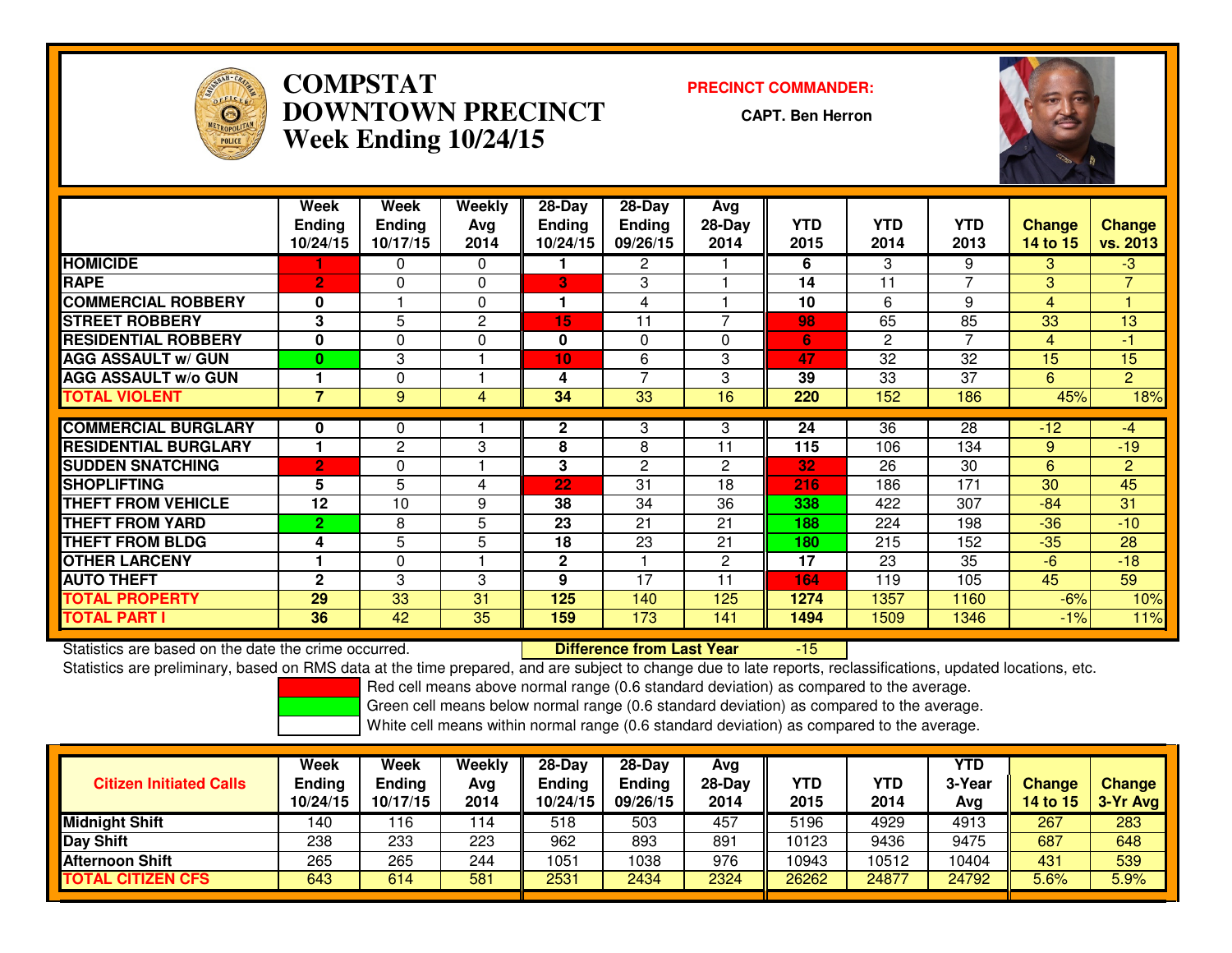# COMPSTAT DOWNTOWN PRECINCT Week Ending 10/24/15

**PRECINCT COMMANDER:**

**CAPT. Ben Herron**

| | Week Ending 10/24/15 | Week Ending 10/17/15 | Weekly Avg 2014 | 28-Day Ending 10/24/15 | 28-Day Ending 09/26/15 | Avg 28-Day 2014 | YTD 2015 | YTD 2014 | YTD 2013 | Change 14 to 15 | Change vs. 2013 |
|---|---|---|---|---|---|---|---|---|---|---|---|
| HOMICIDE | 1 | 0 | 0 | 1 | 2 | 1 | 6 | 3 | 9 | 3 | -3 |
| RAPE | 2 | 0 | 0 | 3 | 3 | 1 | 14 | 11 | 7 | 3 | 7 |
| COMMERCIAL ROBBERY | 0 | 1 | 0 | 1 | 4 | 1 | 10 | 6 | 9 | 4 | 1 |
| STREET ROBBERY | 3 | 5 | 2 | 15 | 11 | 7 | 98 | 65 | 85 | 33 | 13 |
| RESIDENTIAL ROBBERY | 0 | 0 | 0 | 0 | 0 | 0 | 6 | 2 | 7 | 4 | -1 |
| AGG ASSAULT w/ GUN | 0 | 3 | 1 | 10 | 6 | 3 | 47 | 32 | 32 | 15 | 15 |
| AGG ASSAULT w/o GUN | 1 | 0 | 1 | 4 | 7 | 3 | 39 | 33 | 37 | 6 | 2 |
| TOTAL VIOLENT | 7 | 9 | 4 | 34 | 33 | 16 | 220 | 152 | 186 | 45% | 18% |
| COMMERCIAL BURGLARY | 0 | 0 | 1 | 2 | 3 | 3 | 24 | 36 | 28 | -12 | -4 |
| RESIDENTIAL BURGLARY | 1 | 2 | 3 | 8 | 8 | 11 | 115 | 106 | 134 | 9 | -19 |
| SUDDEN SNATCHING | 2 | 0 | 1 | 3 | 2 | 2 | 32 | 26 | 30 | 6 | 2 |
| SHOPLIFTING | 5 | 5 | 4 | 22 | 31 | 18 | 216 | 186 | 171 | 30 | 45 |
| THEFT FROM VEHICLE | 12 | 10 | 9 | 38 | 34 | 36 | 338 | 422 | 307 | -84 | 31 |
| THEFT FROM YARD | 2 | 8 | 5 | 23 | 21 | 21 | 188 | 224 | 198 | -36 | -10 |
| THEFT FROM BLDG | 4 | 5 | 5 | 18 | 23 | 21 | 180 | 215 | 152 | -35 | 28 |
| OTHER LARCENY | 1 | 0 | 1 | 2 | 1 | 2 | 17 | 23 | 35 | -6 | -18 |
| AUTO THEFT | 2 | 3 | 3 | 9 | 17 | 11 | 164 | 119 | 105 | 45 | 59 |
| TOTAL PROPERTY | 29 | 33 | 31 | 125 | 140 | 125 | 1274 | 1357 | 1160 | -6% | 10% |
| TOTAL PART I | 36 | 42 | 35 | 159 | 173 | 141 | 1494 | 1509 | 1346 | -1% | 11% |

Statistics are based on the date the crime occurred. **Difference from Last Year** -15

Statistics are preliminary, based on RMS data at the time prepared, and are subject to change due to late reports, reclassifications, updated locations, etc.

Red cell means above normal range (0.6 standard deviation) as compared to the average.

Green cell means below normal range (0.6 standard deviation) as compared to the average.

White cell means within normal range (0.6 standard deviation) as compared to the average.

| Citizen Initiated Calls | Week Ending 10/24/15 | Week Ending 10/17/15 | Weekly Avg 2014 | 28-Day Ending 10/24/15 | 28-Day Ending 09/26/15 | Avg 28-Day 2014 | YTD 2015 | YTD 2014 | YTD 3-Year Avg | Change 14 to 15 | Change 3-Yr Avg |
|---|---|---|---|---|---|---|---|---|---|---|---|
| Midnight Shift | 140 | 116 | 114 | 518 | 503 | 457 | 5196 | 4929 | 4913 | 267 | 283 |
| Day Shift | 238 | 233 | 223 | 962 | 893 | 891 | 10123 | 9436 | 9475 | 687 | 648 |
| Afternoon Shift | 265 | 265 | 244 | 1051 | 1038 | 976 | 10943 | 10512 | 10404 | 431 | 539 |
| TOTAL CITIZEN CFS | 643 | 614 | 581 | 2531 | 2434 | 2324 | 26262 | 24877 | 24792 | 5.6% | 5.9% |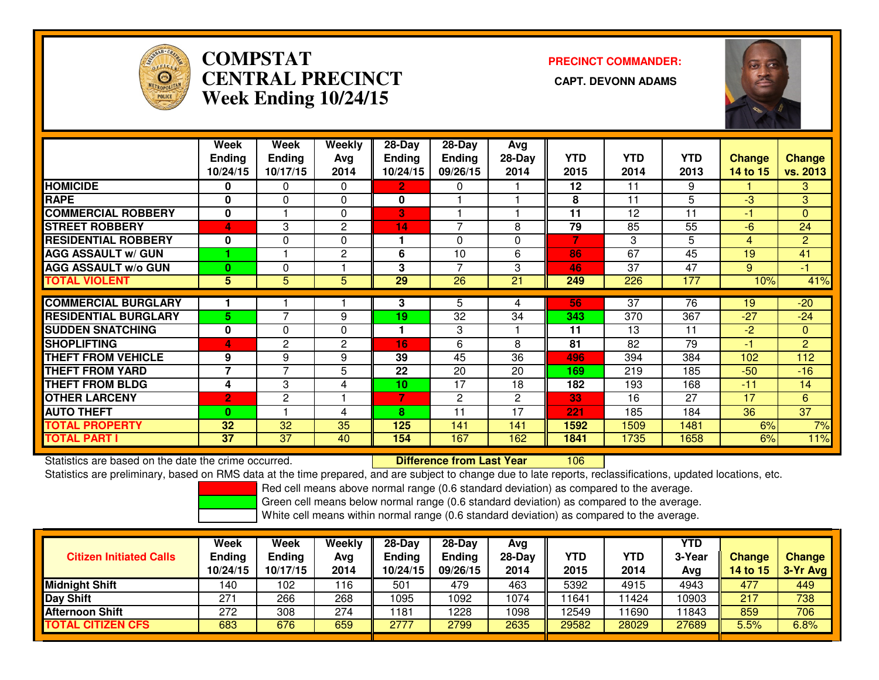# COMPSTAT
# CENTRAL PRECINCT
## Week Ending 10/24/15

**PRECINCT COMMANDER:**

**CAPT. DEVONN ADAMS**

| | Week Ending 10/24/15 | Week Ending 10/17/15 | Weekly Avg 2014 | 28-Day Ending 10/24/15 | 28-Day Ending 09/26/15 | Avg 28-Day 2014 | YTD 2015 | YTD 2014 | YTD 2013 | Change 14 to 15 | Change vs. 2013 |
|---|---|---|---|---|---|---|---|---|---|---|---|
| HOMICIDE | 0 | 0 | 0 | 2 | 0 | 1 | 12 | 11 | 9 | 1 | 3 |
| RAPE | 0 | 0 | 0 | 0 | 1 | 1 | 8 | 11 | 5 | -3 | 3 |
| COMMERCIAL ROBBERY | 0 | 1 | 0 | 3 | 1 | 1 | 11 | 12 | 11 | -1 | 0 |
| STREET ROBBERY | 4 | 3 | 2 | 14 | 7 | 8 | 79 | 85 | 55 | -6 | 24 |
| RESIDENTIAL ROBBERY | 0 | 0 | 0 | 1 | 0 | 0 | 7 | 3 | 5 | 4 | 2 |
| AGG ASSAULT w/ GUN | 1 | 1 | 2 | 6 | 10 | 6 | 86 | 67 | 45 | 19 | 41 |
| AGG ASSAULT w/o GUN | 0 | 0 | 1 | 3 | 7 | 3 | 46 | 37 | 47 | 9 | -1 |
| TOTAL VIOLENT | 5 | 5 | 5 | 29 | 26 | 21 | 249 | 226 | 177 | 10% | 41% |
| COMMERCIAL BURGLARY | 1 | 1 | 1 | 3 | 5 | 4 | 56 | 37 | 76 | 19 | -20 |
| RESIDENTIAL BURGLARY | 5 | 7 | 9 | 19 | 32 | 34 | 343 | 370 | 367 | -27 | -24 |
| SUDDEN SNATCHING | 0 | 0 | 0 | 1 | 3 | 1 | 11 | 13 | 11 | -2 | 0 |
| SHOPLIFTING | 4 | 2 | 2 | 16 | 6 | 8 | 81 | 82 | 79 | -1 | 2 |
| THEFT FROM VEHICLE | 9 | 9 | 9 | 39 | 45 | 36 | 496 | 394 | 384 | 102 | 112 |
| THEFT FROM YARD | 7 | 7 | 5 | 22 | 20 | 20 | 169 | 219 | 185 | -50 | -16 |
| THEFT FROM BLDG | 4 | 3 | 4 | 10 | 17 | 18 | 182 | 193 | 168 | -11 | 14 |
| OTHER LARCENY | 2 | 2 | 1 | 7 | 2 | 2 | 33 | 16 | 27 | 17 | 6 |
| AUTO THEFT | 0 | 1 | 4 | 8 | 11 | 17 | 221 | 185 | 184 | 36 | 37 |
| TOTAL PROPERTY | 32 | 32 | 35 | 125 | 141 | 141 | 1592 | 1509 | 1481 | 6% | 7% |
| TOTAL PART I | 37 | 37 | 40 | 154 | 167 | 162 | 1841 | 1735 | 1658 | 6% | 11% |

Statistics are based on the date the crime occurred. **Difference from Last Year** 106

Statistics are preliminary, based on RMS data at the time prepared, and are subject to change due to late reports, reclassifications, updated locations, etc.

Red cell means above normal range (0.6 standard deviation) as compared to the average.
Green cell means below normal range (0.6 standard deviation) as compared to the average.
White cell means within normal range (0.6 standard deviation) as compared to the average.

| Citizen Initiated Calls | Week Ending 10/24/15 | Week Ending 10/17/15 | Weekly Avg 2014 | 28-Day Ending 10/24/15 | 28-Day Ending 09/26/15 | Avg 28-Day 2014 | YTD 2015 | YTD 2014 | YTD 3-Year Avg | Change 14 to 15 | Change 3-Yr Avg |
|---|---|---|---|---|---|---|---|---|---|---|---|
| Midnight Shift | 140 | 102 | 116 | 501 | 479 | 463 | 5392 | 4915 | 4943 | 477 | 449 |
| Day Shift | 271 | 266 | 268 | 1095 | 1092 | 1074 | 11641 | 11424 | 10903 | 217 | 738 |
| Afternoon Shift | 272 | 308 | 274 | 1181 | 1228 | 1098 | 12549 | 11690 | 11843 | 859 | 706 |
| TOTAL CITIZEN CFS | 683 | 676 | 659 | 2777 | 2799 | 2635 | 29582 | 28029 | 27689 | 5.5% | 6.8% |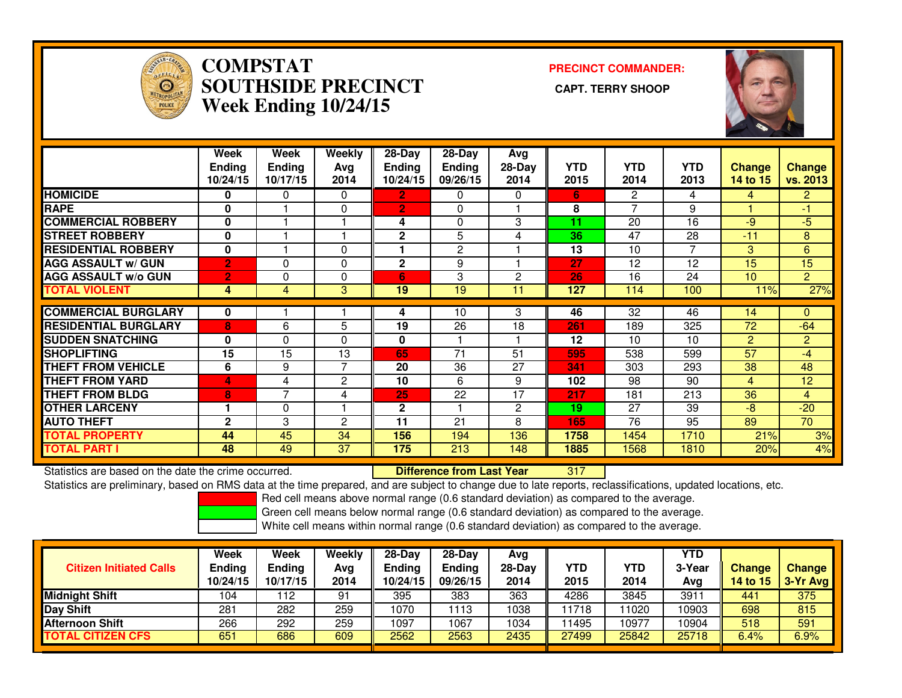# COMPSTAT
# SOUTHSIDE PRECINCT
## Week Ending 10/24/15

**PRECINCT COMMANDER:**

**CAPT. TERRY SHOOP**

| | Week Ending 10/24/15 | Week Ending 10/17/15 | Weekly Avg 2014 | 28-Day Ending 10/24/15 | 28-Day Ending 09/26/15 | Avg 28-Day 2014 | YTD 2015 | YTD 2014 | YTD 2013 | Change 14 to 15 | Change vs. 2013 |
|---|---|---|---|---|---|---|---|---|---|---|---|
| HOMICIDE | 0 | 0 | 0 | 2 | 0 | 0 | 6 | 2 | 4 | 4 | 2 |
| RAPE | 0 | 1 | 0 | 2 | 0 | 1 | 8 | 7 | 9 | 1 | -1 |
| COMMERCIAL ROBBERY | 0 | 1 | 1 | 4 | 0 | 3 | 11 | 20 | 16 | -9 | -5 |
| STREET ROBBERY | 0 | 1 | 1 | 2 | 5 | 4 | 36 | 47 | 28 | -11 | 8 |
| RESIDENTIAL ROBBERY | 0 | 1 | 0 | 1 | 2 | 1 | 13 | 10 | 7 | 3 | 6 |
| AGG ASSAULT w/ GUN | 2 | 0 | 0 | 2 | 9 | 1 | 27 | 12 | 12 | 15 | 15 |
| AGG ASSAULT w/o GUN | 2 | 0 | 0 | 6 | 3 | 2 | 26 | 16 | 24 | 10 | 2 |
| TOTAL VIOLENT | 4 | 4 | 3 | 19 | 19 | 11 | 127 | 114 | 100 | 11% | 27% |
| COMMERCIAL BURGLARY | 0 | 1 | 1 | 4 | 10 | 3 | 46 | 32 | 46 | 14 | 0 |
| RESIDENTIAL BURGLARY | 8 | 6 | 5 | 19 | 26 | 18 | 261 | 189 | 325 | 72 | -64 |
| SUDDEN SNATCHING | 0 | 0 | 0 | 0 | 1 | 1 | 12 | 10 | 10 | 2 | 2 |
| SHOPLIFTING | 15 | 15 | 13 | 65 | 71 | 51 | 595 | 538 | 599 | 57 | -4 |
| THEFT FROM VEHICLE | 6 | 9 | 7 | 20 | 36 | 27 | 341 | 303 | 293 | 38 | 48 |
| THEFT FROM YARD | 4 | 4 | 2 | 10 | 6 | 9 | 102 | 98 | 90 | 4 | 12 |
| THEFT FROM BLDG | 8 | 7 | 4 | 25 | 22 | 17 | 217 | 181 | 213 | 36 | 4 |
| OTHER LARCENY | 1 | 0 | 1 | 2 | 1 | 2 | 19 | 27 | 39 | -8 | -20 |
| AUTO THEFT | 2 | 3 | 2 | 11 | 21 | 8 | 165 | 76 | 95 | 89 | 70 |
| TOTAL PROPERTY | 44 | 45 | 34 | 156 | 194 | 136 | 1758 | 1454 | 1710 | 21% | 3% |
| TOTAL PART I | 48 | 49 | 37 | 175 | 213 | 148 | 1885 | 1568 | 1810 | 20% | 4% |

Statistics are based on the date the crime occurred. **Difference from Last Year** 317

Statistics are preliminary, based on RMS data at the time prepared, and are subject to change due to late reports, reclassifications, updated locations, etc.

Red cell means above normal range (0.6 standard deviation) as compared to the average.

Green cell means below normal range (0.6 standard deviation) as compared to the average.

White cell means within normal range (0.6 standard deviation) as compared to the average.

| Citizen Initiated Calls | Week Ending 10/24/15 | Week Ending 10/17/15 | Weekly Avg 2014 | 28-Day Ending 10/24/15 | 28-Day Ending 09/26/15 | Avg 28-Day 2014 | YTD 2015 | YTD 2014 | YTD 3-Year Avg | Change 14 to 15 | Change 3-Yr Avg |
|---|---|---|---|---|---|---|---|---|---|---|---|
| Midnight Shift | 104 | 112 | 91 | 395 | 383 | 363 | 4286 | 3845 | 3911 | 441 | 375 |
| Day Shift | 281 | 282 | 259 | 1070 | 1113 | 1038 | 11718 | 11020 | 10903 | 698 | 815 |
| Afternoon Shift | 266 | 292 | 259 | 1097 | 1067 | 1034 | 11495 | 10977 | 10904 | 518 | 591 |
| TOTAL CITIZEN CFS | 651 | 686 | 609 | 2562 | 2563 | 2435 | 27499 | 25842 | 25718 | 6.4% | 6.9% |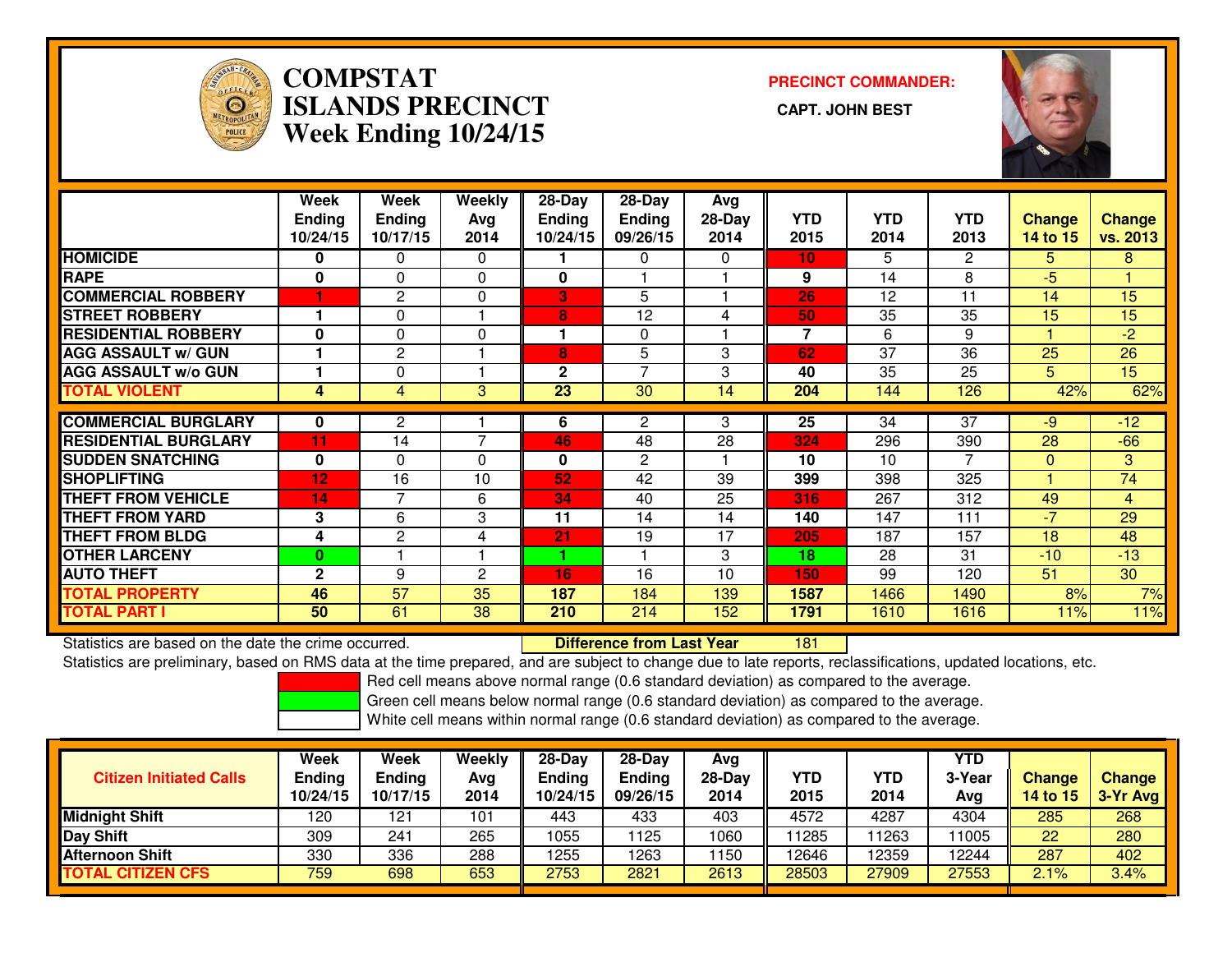# COMPSTAT
# ISLANDS PRECINCT
# Week Ending 10/24/15

**PRECINCT COMMANDER:**

**CAPT. JOHN BEST**

| | Week Ending 10/24/15 | Week Ending 10/17/15 | Weekly Avg 2014 | 28-Day Ending 10/24/15 | 28-Day Ending 09/26/15 | Avg 28-Day 2014 | YTD 2015 | YTD 2014 | YTD 2013 | Change 14 to 15 | Change vs. 2013 |
|---|---|---|---|---|---|---|---|---|---|---|---|
| HOMICIDE | 0 | 0 | 0 | 1 | 0 | 0 | 10 | 5 | 2 | 5 | 8 |
| RAPE | 0 | 0 | 0 | 0 | 1 | 1 | 9 | 14 | 8 | -5 | 1 |
| COMMERCIAL ROBBERY | 1 | 2 | 0 | 3 | 5 | 1 | 26 | 12 | 11 | 14 | 15 |
| STREET ROBBERY | 1 | 0 | 1 | 8 | 12 | 4 | 50 | 35 | 35 | 15 | 15 |
| RESIDENTIAL ROBBERY | 0 | 0 | 0 | 1 | 0 | 1 | 7 | 6 | 9 | 1 | -2 |
| AGG ASSAULT w/ GUN | 1 | 2 | 1 | 8 | 5 | 3 | 62 | 37 | 36 | 25 | 26 |
| AGG ASSAULT w/o GUN | 1 | 0 | 1 | 2 | 7 | 3 | 40 | 35 | 25 | 5 | 15 |
| TOTAL VIOLENT | 4 | 4 | 3 | 23 | 30 | 14 | 204 | 144 | 126 | 42% | 62% |
| COMMERCIAL BURGLARY | 0 | 2 | 1 | 6 | 2 | 3 | 25 | 34 | 37 | -9 | -12 |
| RESIDENTIAL BURGLARY | 11 | 14 | 7 | 46 | 48 | 28 | 324 | 296 | 390 | 28 | -66 |
| SUDDEN SNATCHING | 0 | 0 | 0 | 0 | 2 | 1 | 10 | 10 | 7 | 0 | 3 |
| SHOPLIFTING | 12 | 16 | 10 | 52 | 42 | 39 | 399 | 398 | 325 | 1 | 74 |
| THEFT FROM VEHICLE | 14 | 7 | 6 | 34 | 40 | 25 | 316 | 267 | 312 | 49 | 4 |
| THEFT FROM YARD | 3 | 6 | 3 | 11 | 14 | 14 | 140 | 147 | 111 | -7 | 29 |
| THEFT FROM BLDG | 4 | 2 | 4 | 21 | 19 | 17 | 205 | 187 | 157 | 18 | 48 |
| OTHER LARCENY | 0 | 1 | 1 | 1 | 1 | 3 | 18 | 28 | 31 | -10 | -13 |
| AUTO THEFT | 2 | 9 | 2 | 16 | 16 | 10 | 150 | 99 | 120 | 51 | 30 |
| TOTAL PROPERTY | 46 | 57 | 35 | 187 | 184 | 139 | 1587 | 1466 | 1490 | 8% | 7% |
| TOTAL PART I | 50 | 61 | 38 | 210 | 214 | 152 | 1791 | 1610 | 1616 | 11% | 11% |

Statistics are based on the date the crime occurred. **Difference from Last Year** 181

Statistics are preliminary, based on RMS data at the time prepared, and are subject to change due to late reports, reclassifications, updated locations, etc.

Red cell means above normal range (0.6 standard deviation) as compared to the average.

Green cell means below normal range (0.6 standard deviation) as compared to the average.

White cell means within normal range (0.6 standard deviation) as compared to the average.

| Citizen Initiated Calls | Week Ending 10/24/15 | Week Ending 10/17/15 | Weekly Avg 2014 | 28-Day Ending 10/24/15 | 28-Day Ending 09/26/15 | Avg 28-Day 2014 | YTD 2015 | YTD 2014 | YTD 3-Year Avg | Change 14 to 15 | Change 3-Yr Avg |
|---|---|---|---|---|---|---|---|---|---|---|---|
| Midnight Shift | 120 | 121 | 101 | 443 | 433 | 403 | 4572 | 4287 | 4304 | 285 | 268 |
| Day Shift | 309 | 241 | 265 | 1055 | 1125 | 1060 | 11285 | 11263 | 11005 | 22 | 280 |
| Afternoon Shift | 330 | 336 | 288 | 1255 | 1263 | 1150 | 12646 | 12359 | 12244 | 287 | 402 |
| TOTAL CITIZEN CFS | 759 | 698 | 653 | 2753 | 2821 | 2613 | 28503 | 27909 | 27553 | 2.1% | 3.4% |